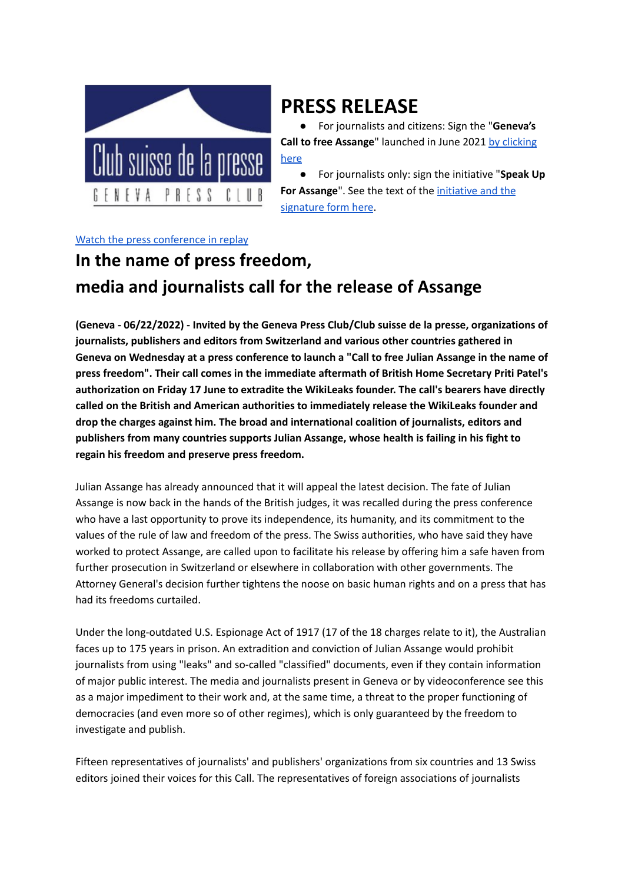Club suisse de la presse
GENEVA PRESS CLUB

# PRESS RELEASE

- For journalists and citizens: Sign the "**Geneva's Call to free Assange**" launched in June 2021 by clicking here
- For journalists only: sign the initiative "**Speak Up For Assange**". See the text of the initiative and the signature form here.

Watch the press conference in replay

## In the name of press freedom, media and journalists call for the release of Assange

**(Geneva - 06/22/2022) - Invited by the Geneva Press Club/Club suisse de la presse, organizations of journalists, publishers and editors from Switzerland and various other countries gathered in Geneva on Wednesday at a press conference to launch a "Call to free Julian Assange in the name of press freedom". Their call comes in the immediate aftermath of British Home Secretary Priti Patel's authorization on Friday 17 June to extradite the WikiLeaks founder. The call's bearers have directly called on the British and American authorities to immediately release the WikiLeaks founder and drop the charges against him. The broad and international coalition of journalists, editors and publishers from many countries supports Julian Assange, whose health is failing in his fight to regain his freedom and preserve press freedom.**

Julian Assange has already announced that it will appeal the latest decision. The fate of Julian Assange is now back in the hands of the British judges, it was recalled during the press conference who have a last opportunity to prove its independence, its humanity, and its commitment to the values of the rule of law and freedom of the press. The Swiss authorities, who have said they have worked to protect Assange, are called upon to facilitate his release by offering him a safe haven from further prosecution in Switzerland or elsewhere in collaboration with other governments. The Attorney General's decision further tightens the noose on basic human rights and on a press that has had its freedoms curtailed.

Under the long-outdated U.S. Espionage Act of 1917 (17 of the 18 charges relate to it), the Australian faces up to 175 years in prison. An extradition and conviction of Julian Assange would prohibit journalists from using "leaks" and so-called "classified" documents, even if they contain information of major public interest. The media and journalists present in Geneva or by videoconference see this as a major impediment to their work and, at the same time, a threat to the proper functioning of democracies (and even more so of other regimes), which is only guaranteed by the freedom to investigate and publish.

Fifteen representatives of journalists' and publishers' organizations from six countries and 13 Swiss editors joined their voices for this Call. The representatives of foreign associations of journalists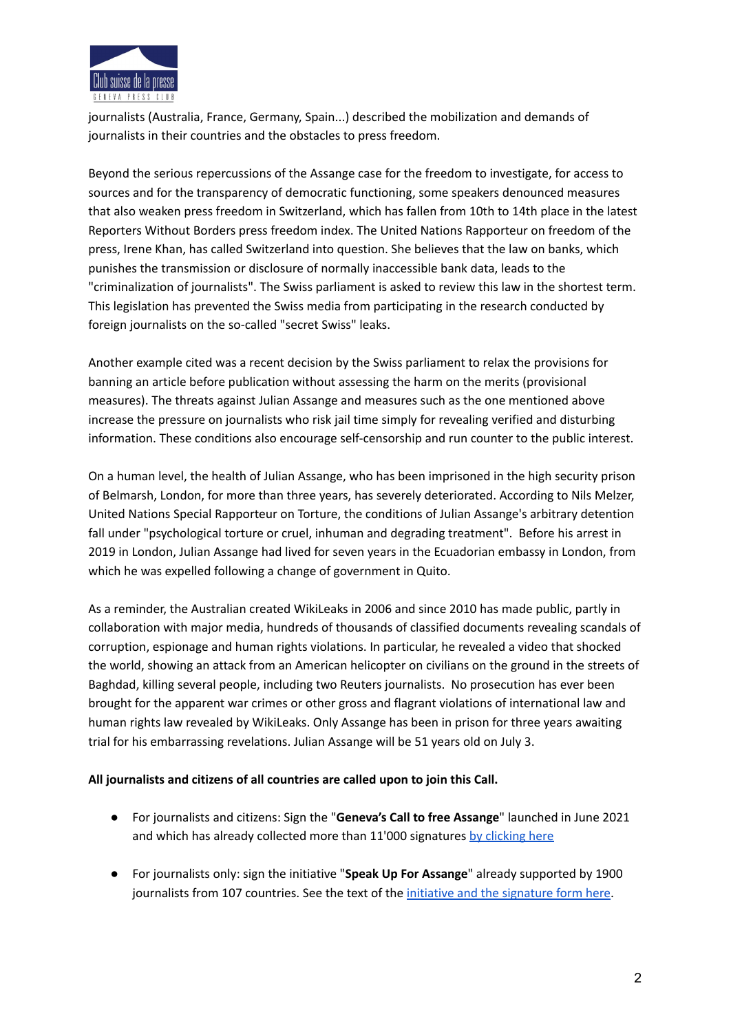journalists (Australia, France, Germany, Spain...) described the mobilization and demands of journalists in their countries and the obstacles to press freedom.

Beyond the serious repercussions of the Assange case for the freedom to investigate, for access to sources and for the transparency of democratic functioning, some speakers denounced measures that also weaken press freedom in Switzerland, which has fallen from 10th to 14th place in the latest Reporters Without Borders press freedom index. The United Nations Rapporteur on freedom of the press, Irene Khan, has called Switzerland into question. She believes that the law on banks, which punishes the transmission or disclosure of normally inaccessible bank data, leads to the "criminalization of journalists". The Swiss parliament is asked to review this law in the shortest term. This legislation has prevented the Swiss media from participating in the research conducted by foreign journalists on the so-called "secret Swiss" leaks.

Another example cited was a recent decision by the Swiss parliament to relax the provisions for banning an article before publication without assessing the harm on the merits (provisional measures). The threats against Julian Assange and measures such as the one mentioned above increase the pressure on journalists who risk jail time simply for revealing verified and disturbing information. These conditions also encourage self-censorship and run counter to the public interest.

On a human level, the health of Julian Assange, who has been imprisoned in the high security prison of Belmarsh, London, for more than three years, has severely deteriorated. According to Nils Melzer, United Nations Special Rapporteur on Torture, the conditions of Julian Assange's arbitrary detention fall under "psychological torture or cruel, inhuman and degrading treatment". Before his arrest in 2019 in London, Julian Assange had lived for seven years in the Ecuadorian embassy in London, from which he was expelled following a change of government in Quito.

As a reminder, the Australian created WikiLeaks in 2006 and since 2010 has made public, partly in collaboration with major media, hundreds of thousands of classified documents revealing scandals of corruption, espionage and human rights violations. In particular, he revealed a video that shocked the world, showing an attack from an American helicopter on civilians on the ground in the streets of Baghdad, killing several people, including two Reuters journalists. No prosecution has ever been brought for the apparent war crimes or other gross and flagrant violations of international law and human rights law revealed by WikiLeaks. Only Assange has been in prison for three years awaiting trial for his embarrassing revelations. Julian Assange will be 51 years old on July 3.

**All journalists and citizens of all countries are called upon to join this Call.**

- For journalists and citizens: Sign the "**Geneva's Call to free Assange**" launched in June 2021 and which has already collected more than 11'000 signatures by clicking here
- For journalists only: sign the initiative "**Speak Up For Assange**" already supported by 1900 journalists from 107 countries. See the text of the initiative and the signature form here.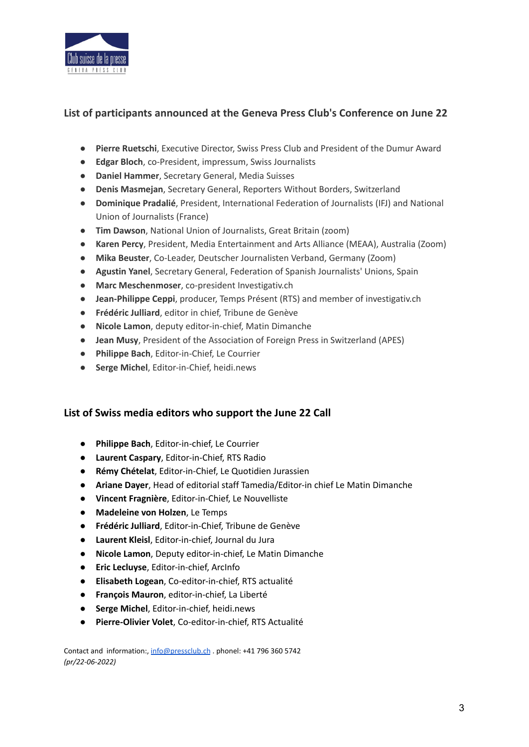## List of participants announced at the Geneva Press Club's Conference on June 22

- **Pierre Ruetschi**, Executive Director, Swiss Press Club and President of the Dumur Award
- **Edgar Bloch**, co-President, impressum, Swiss Journalists
- **Daniel Hammer**, Secretary General, Media Suisses
- **Denis Masmejan**, Secretary General, Reporters Without Borders, Switzerland
- **Dominique Pradalié**, President, International Federation of Journalists (IFJ) and National Union of Journalists (France)
- **Tim Dawson**, National Union of Journalists, Great Britain (zoom)
- **Karen Percy**, President, Media Entertainment and Arts Alliance (MEAA), Australia (Zoom)
- **Mika Beuster**, Co-Leader, Deutscher Journalisten Verband, Germany (Zoom)
- **Agustin Yanel**, Secretary General, Federation of Spanish Journalists' Unions, Spain
- **Marc Meschenmoser**, co-president Investigativ.ch
- **Jean-Philippe Ceppi**, producer, Temps Présent (RTS) and member of investigativ.ch
- **Frédéric Julliard**, editor in chief, Tribune de Genève
- **Nicole Lamon**, deputy editor-in-chief, Matin Dimanche
- **Jean Musy**, President of the Association of Foreign Press in Switzerland (APES)
- **Philippe Bach**, Editor-in-Chief, Le Courrier
- **Serge Michel**, Editor-in-Chief, heidi.news

## List of Swiss media editors who support the June 22 Call

- **Philippe Bach**, Editor-in-chief, Le Courrier
- **Laurent Caspary**, Editor-in-Chief, RTS Radio
- **Rémy Chételat**, Editor-in-Chief, Le Quotidien Jurassien
- **Ariane Dayer**, Head of editorial staff Tamedia/Editor-in chief Le Matin Dimanche
- **Vincent Fragnière**, Editor-in-Chief, Le Nouvelliste
- **Madeleine von Holzen**, Le Temps
- **Frédéric Julliard**, Editor-in-Chief, Tribune de Genève
- **Laurent Kleisl**, Editor-in-chief, Journal du Jura
- **Nicole Lamon**, Deputy editor-in-chief, Le Matin Dimanche
- **Eric Lecluyse**, Editor-in-chief, ArcInfo
- **Elisabeth Logean**, Co-editor-in-chief, RTS actualité
- **François Mauron**, editor-in-chief, La Liberté
- **Serge Michel**, Editor-in-Chief, heidi.news
- **Pierre-Olivier Volet**, Co-editor-in-chief, RTS Actualité

Contact and information:, info@pressclub.ch . phonel: +41 796 360 5742
*(pr/22-06-2022)*